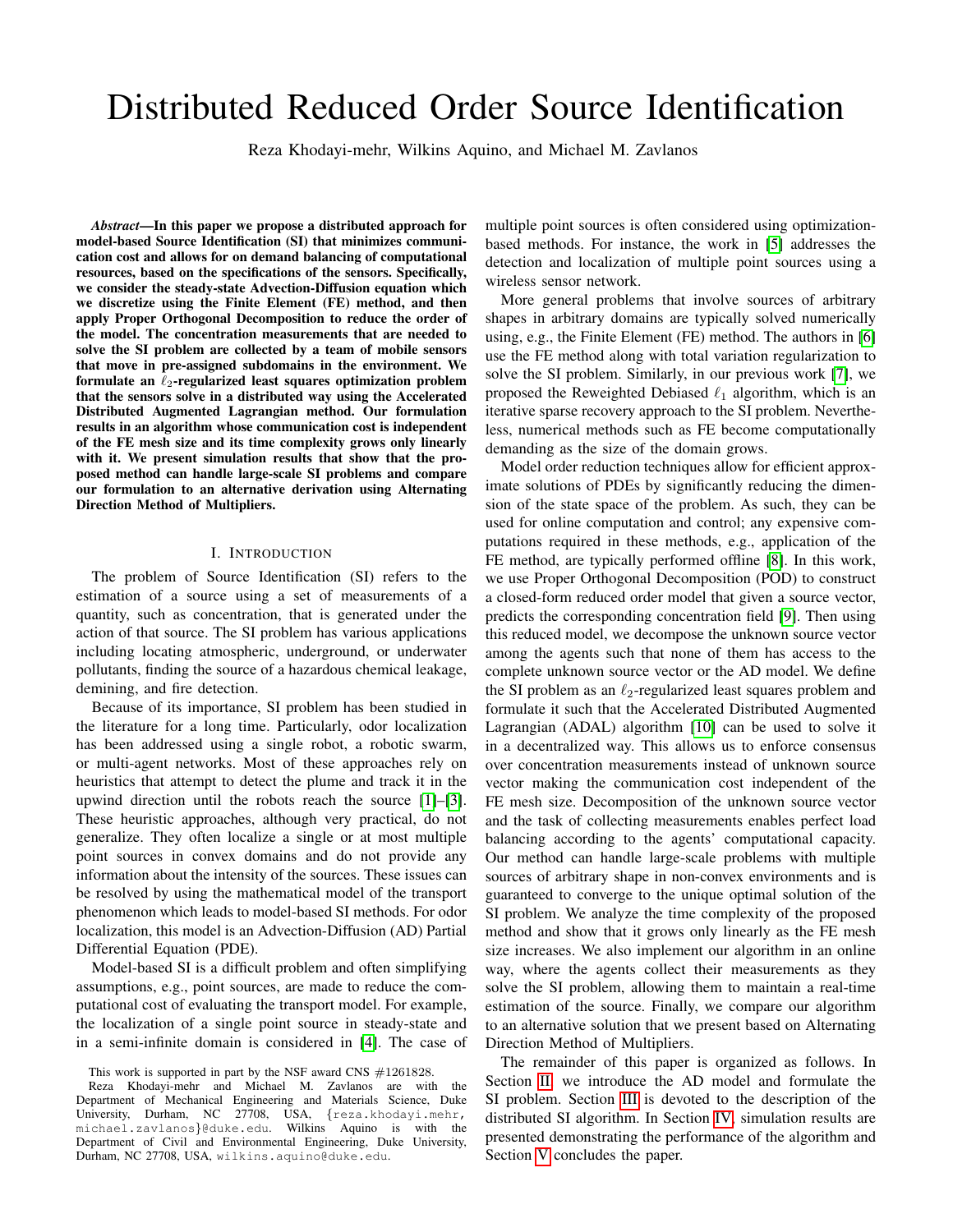# Distributed Reduced Order Source Identification

Reza Khodayi-mehr, Wilkins Aquino, and Michael M. Zavlanos

***Abstract*—In this paper we propose a distributed approach for model-based Source Identification (SI) that minimizes communication cost and allows for on demand balancing of computational resources, based on the specifications of the sensors. Specifically, we consider the steady-state Advection-Diffusion equation which we discretize using the Finite Element (FE) method, and then apply Proper Orthogonal Decomposition to reduce the order of the model. The concentration measurements that are needed to solve the SI problem are collected by a team of mobile sensors that move in pre-assigned subdomains in the environment. We formulate an $\ell_2$-regularized least squares optimization problem that the sensors solve in a distributed way using the Accelerated Distributed Augmented Lagrangian method. Our formulation results in an algorithm whose communication cost is independent of the FE mesh size and its time complexity grows only linearly with it. We present simulation results that show that the proposed method can handle large-scale SI problems and compare our formulation to an alternative derivation using Alternating Direction Method of Multipliers.**

## I. Introduction

The problem of Source Identification (SI) refers to the estimation of a source using a set of measurements of a quantity, such as concentration, that is generated under the action of that source. The SI problem has various applications including locating atmospheric, underground, or underwater pollutants, finding the source of a hazardous chemical leakage, demining, and fire detection.

Because of its importance, SI problem has been studied in the literature for a long time. Particularly, odor localization has been addressed using a single robot, a robotic swarm, or multi-agent networks. Most of these approaches rely on heuristics that attempt to detect the plume and track it in the upwind direction until the robots reach the source [1]–[3]. These heuristic approaches, although very practical, do not generalize. They often localize a single or at most multiple point sources in convex domains and do not provide any information about the intensity of the sources. These issues can be resolved by using the mathematical model of the transport phenomenon which leads to model-based SI methods. For odor localization, this model is an Advection-Diffusion (AD) Partial Differential Equation (PDE).

Model-based SI is a difficult problem and often simplifying assumptions, e.g., point sources, are made to reduce the computational cost of evaluating the transport model. For example, the localization of a single point source in steady-state and in a semi-infinite domain is considered in [4]. The case of multiple point sources is often considered using optimization-based methods. For instance, the work in [5] addresses the detection and localization of multiple point sources using a wireless sensor network.

More general problems that involve sources of arbitrary shapes in arbitrary domains are typically solved numerically using, e.g., the Finite Element (FE) method. The authors in [6] use the FE method along with total variation regularization to solve the SI problem. Similarly, in our previous work [7], we proposed the Reweighted Debiased $\ell_1$ algorithm, which is an iterative sparse recovery approach to the SI problem. Nevertheless, numerical methods such as FE become computationally demanding as the size of the domain grows.

Model order reduction techniques allow for efficient approximate solutions of PDEs by significantly reducing the dimension of the state space of the problem. As such, they can be used for online computation and control; any expensive computations required in these methods, e.g., application of the FE method, are typically performed offline [8]. In this work, we use Proper Orthogonal Decomposition (POD) to construct a closed-form reduced order model that given a source vector, predicts the corresponding concentration field [9]. Then using this reduced model, we decompose the unknown source vector among the agents such that none of them has access to the complete unknown source vector or the AD model. We define the SI problem as an $\ell_2$-regularized least squares problem and formulate it such that the Accelerated Distributed Augmented Lagrangian (ADAL) algorithm [10] can be used to solve it in a decentralized way. This allows us to enforce consensus over concentration measurements instead of unknown source vector making the communication cost independent of the FE mesh size. Decomposition of the unknown source vector and the task of collecting measurements enables perfect load balancing according to the agents' computational capacity. Our method can handle large-scale problems with multiple sources of arbitrary shape in non-convex environments and is guaranteed to converge to the unique optimal solution of the SI problem. We analyze the time complexity of the proposed method and show that it grows only linearly as the FE mesh size increases. We also implement our algorithm in an online way, where the agents collect their measurements as they solve the SI problem, allowing them to maintain a real-time estimation of the source. Finally, we compare our algorithm to an alternative solution that we present based on Alternating Direction Method of Multipliers.

The remainder of this paper is organized as follows. In Section II, we introduce the AD model and formulate the SI problem. Section III is devoted to the description of the distributed SI algorithm. In Section IV, simulation results are presented demonstrating the performance of the algorithm and Section V concludes the paper.

---

This work is supported in part by the NSF award CNS #1261828.

Reza Khodayi-mehr and Michael M. Zavlanos are with the Department of Mechanical Engineering and Materials Science, Duke University, Durham, NC 27708, USA, {reza.khodayi.mehr, michael.zavlanos}@duke.edu. Wilkins Aquino is with the Department of Civil and Environmental Engineering, Duke University, Durham, NC 27708, USA, wilkins.aquino@duke.edu.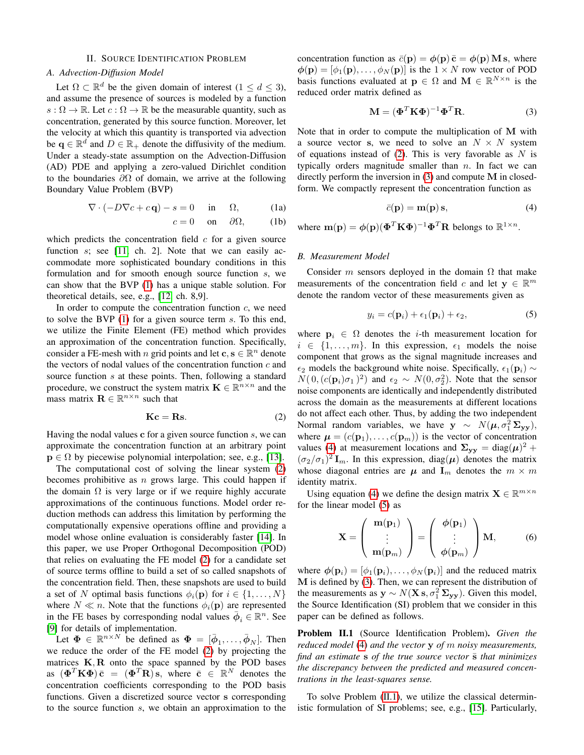## II. Source Identification Problem

### A. Advection-Diffusion Model

Let $\Omega \subset \mathbb{R}^d$ be the given domain of interest ($1 \leq d \leq 3$), and assume the presence of sources is modeled by a function $s : \Omega \to \mathbb{R}$. Let $c : \Omega \to \mathbb{R}$ be the measurable quantity, such as concentration, generated by this source function. Moreover, let the velocity at which this quantity is transported via advection be $\mathbf{q} \in \mathbb{R}^d$ and $D \in \mathbb{R}_+$ denote the diffusivity of the medium. Under a steady-state assumption on the Advection-Diffusion (AD) PDE and applying a zero-valued Dirichlet condition to the boundaries $\partial\Omega$ of domain, we arrive at the following Boundary Value Problem (BVP)

$$\nabla \cdot (-D\nabla c + c\,\mathbf{q}) - s = 0 \quad \text{in} \quad \Omega, \tag{1a}$$

$$c = 0 \quad \text{on} \quad \partial\Omega, \tag{1b}$$

which predicts the concentration field $c$ for a given source function $s$; see [11, ch. 2]. Note that we can easily accommodate more sophisticated boundary conditions in this formulation and for smooth enough source function $s$, we can show that the BVP (1) has a unique stable solution. For theoretical details, see, e.g., [12, ch. 8,9].

In order to compute the concentration function $c$, we need to solve the BVP (1) for a given source term $s$. To this end, we utilize the Finite Element (FE) method which provides an approximation of the concentration function. Specifically, consider a FE-mesh with $n$ grid points and let $\mathbf{c}, \mathbf{s} \in \mathbb{R}^n$ denote the vectors of nodal values of the concentration function $c$ and source function $s$ at these points. Then, following a standard procedure, we construct the system matrix $\mathbf{K} \in \mathbb{R}^{n\times n}$ and the mass matrix $\mathbf{R} \in \mathbb{R}^{n\times n}$ such that

$$\mathbf{K}\mathbf{c} = \mathbf{R}\mathbf{s}. \tag{2}$$

Having the nodal values $\mathbf{c}$ for a given source function $s$, we can approximate the concentration function at an arbitrary point $\mathbf{p} \in \Omega$ by piecewise polynomial interpolation; see, e.g., [13].

The computational cost of solving the linear system (2) becomes prohibitive as $n$ grows large. This could happen if the domain $\Omega$ is very large or if we require highly accurate approximations of the continuous functions. Model order reduction methods can address this limitation by performing the computationally expensive operations offline and providing a model whose online evaluation is considerably faster [14]. In this paper, we use Proper Orthogonal Decomposition (POD) that relies on evaluating the FE model (2) for a candidate set of source terms offline to build a set of so called snapshots of the concentration field. Then, these snapshots are used to build a set of $N$ optimal basis functions $\phi_i(\mathbf{p})$ for $i \in \{1, \ldots, N\}$ where $N \ll n$. Note that the functions $\phi_i(\mathbf{p})$ are represented in the FE bases by corresponding nodal values $\bar{\boldsymbol{\phi}}_i \in \mathbb{R}^n$. See [9] for details of implementation.

Let $\boldsymbol{\Phi} \in \mathbb{R}^{n\times N}$ be defined as $\boldsymbol{\Phi} = [\bar{\boldsymbol{\phi}}_1, \ldots, \bar{\boldsymbol{\phi}}_N]$. Then we reduce the order of the FE model (2) by projecting the matrices $\mathbf{K}, \mathbf{R}$ onto the space spanned by the POD bases as $(\boldsymbol{\Phi}^T\mathbf{K}\boldsymbol{\Phi})\,\bar{\mathbf{c}} = (\boldsymbol{\Phi}^T\mathbf{R})\,\mathbf{s}$, where $\bar{\mathbf{c}} \in \mathbb{R}^N$ denotes the concentration coefficients corresponding to the POD basis functions. Given a discretized source vector $\mathbf{s}$ corresponding to the source function $s$, we obtain an approximation to the concentration function as $\bar{c}(\mathbf{p}) = \boldsymbol{\phi}(\mathbf{p})\,\bar{\mathbf{c}} = \boldsymbol{\phi}(\mathbf{p})\,\mathbf{M}\,\mathbf{s}$, where $\boldsymbol{\phi}(\mathbf{p}) = [\phi_1(\mathbf{p}), \ldots, \phi_N(\mathbf{p})]$ is the $1 \times N$ row vector of POD basis functions evaluated at $\mathbf{p} \in \Omega$ and $\mathbf{M} \in \mathbb{R}^{N\times n}$ is the reduced order matrix defined as

$$\mathbf{M} = (\boldsymbol{\Phi}^T\mathbf{K}\boldsymbol{\Phi})^{-1}\boldsymbol{\Phi}^T\mathbf{R}. \tag{3}$$

Note that in order to compute the multiplication of $\mathbf{M}$ with a source vector $\mathbf{s}$, we need to solve an $N \times N$ system of equations instead of (2). This is very favorable as $N$ is typically orders magnitude smaller than $n$. In fact we can directly perform the inversion in (3) and compute $\mathbf{M}$ in closed-form. We compactly represent the concentration function as

$$\bar{c}(\mathbf{p}) = \mathbf{m}(\mathbf{p})\,\mathbf{s}, \tag{4}$$

where $\mathbf{m}(\mathbf{p}) = \boldsymbol{\phi}(\mathbf{p})(\boldsymbol{\Phi}^T\mathbf{K}\boldsymbol{\Phi})^{-1}\boldsymbol{\Phi}^T\mathbf{R}$ belongs to $\mathbb{R}^{1\times n}$.

### B. Measurement Model

Consider $m$ sensors deployed in the domain $\Omega$ that make measurements of the concentration field $c$ and let $\mathbf{y} \in \mathbb{R}^m$ denote the random vector of these measurements given as

$$y_i = c(\mathbf{p}_i) + \epsilon_1(\mathbf{p}_i) + \epsilon_2, \tag{5}$$

where $\mathbf{p}_i \in \Omega$ denotes the $i$-th measurement location for $i \in \{1, \ldots, m\}$. In this expression, $\epsilon_1$ models the noise component that grows as the signal magnitude increases and $\epsilon_2$ models the background white noise. Specifically, $\epsilon_1(\mathbf{p}_i) \sim N(0, (c(\mathbf{p}_i)\sigma_1)^2)$ and $\epsilon_2 \sim N(0, \sigma_2^2)$. Note that the sensor noise components are identically and independently distributed across the domain as the measurements at different locations do not affect each other. Thus, by adding the two independent Normal random variables, we have $\mathbf{y} \sim N(\boldsymbol{\mu}, \sigma_1^2\,\boldsymbol{\Sigma}_{\mathbf{yy}})$, where $\boldsymbol{\mu} = (c(\mathbf{p}_1), \ldots, c(\mathbf{p}_m))$ is the vector of concentration values (4) at measurement locations and $\boldsymbol{\Sigma}_{\mathbf{yy}} = \text{diag}(\boldsymbol{\mu})^2 + (\sigma_2/\sigma_1)^2\,\mathbf{I}_m$. In this expression, $\text{diag}(\boldsymbol{\mu})$ denotes the matrix whose diagonal entries are $\boldsymbol{\mu}$ and $\mathbf{I}_m$ denotes the $m \times m$ identity matrix.

Using equation (4) we define the design matrix $\mathbf{X} \in \mathbb{R}^{m\times n}$ for the linear model (5) as

$$\mathbf{X} = \begin{pmatrix} \mathbf{m}(\mathbf{p}_1) \\ \vdots \\ \mathbf{m}(\mathbf{p}_m) \end{pmatrix} = \begin{pmatrix} \boldsymbol{\phi}(\mathbf{p}_1) \\ \vdots \\ \boldsymbol{\phi}(\mathbf{p}_m) \end{pmatrix} \mathbf{M}, \tag{6}$$

where $\boldsymbol{\phi}(\mathbf{p}_i) = [\phi_1(\mathbf{p}_i), \ldots, \phi_N(\mathbf{p}_i)]$ and the reduced matrix $\mathbf{M}$ is defined by (3). Then, we can represent the distribution of the measurements as $\mathbf{y} \sim N(\mathbf{X}\,\mathbf{s}, \sigma_1^2\,\boldsymbol{\Sigma}_{\mathbf{yy}})$. Given this model, the Source Identification (SI) problem that we consider in this paper can be defined as follows.

**Problem II.1** (Source Identification Problem). *Given the reduced model (4) and the vector $\mathbf{y}$ of $m$ noisy measurements, find an estimate $\mathbf{s}$ of the true source vector $\bar{\mathbf{s}}$ that minimizes the discrepancy between the predicted and measured concentrations in the least-squares sense.*

To solve Problem (II.1), we utilize the classical deterministic formulation of SI problems; see, e.g., [15]. Particularly,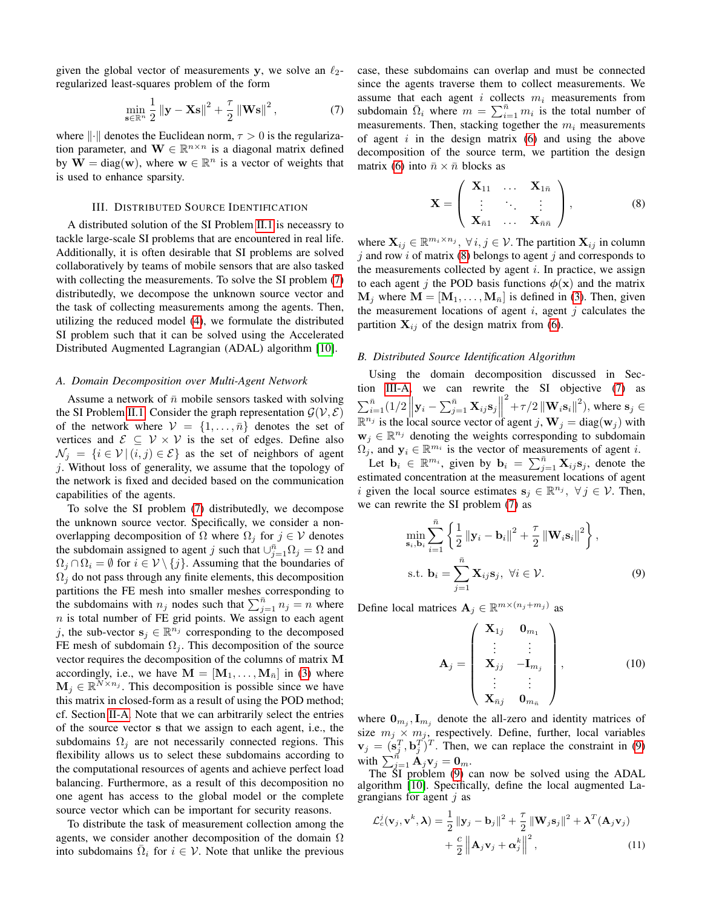given the global vector of measurements $\mathbf{y}$, we solve an $\ell_2$-regularized least-squares problem of the form

$$\min_{\mathbf{s}\in\mathbb{R}^n} \frac{1}{2}\left\|\mathbf{y}-\mathbf{X}\mathbf{s}\right\|^2 + \frac{\tau}{2}\left\|\mathbf{W}\mathbf{s}\right\|^2, \tag{7}$$

where $\|\cdot\|$ denotes the Euclidean norm, $\tau > 0$ is the regularization parameter, and $\mathbf{W} \in \mathbb{R}^{n\times n}$ is a diagonal matrix defined by $\mathbf{W} = \text{diag}(\mathbf{w})$, where $\mathbf{w} \in \mathbb{R}^n$ is a vector of weights that is used to enhance sparsity.

## III. Distributed Source Identification

A distributed solution of the SI Problem II.1 is neceassry to tackle large-scale SI problems that are encountered in real life. Additionally, it is often desirable that SI problems are solved collaboratively by teams of mobile sensors that are also tasked with collecting the measurements. To solve the SI problem (7) distributedly, we decompose the unknown source vector and the task of collecting measurements among the agents. Then, utilizing the reduced model (4), we formulate the distributed SI problem such that it can be solved using the Accelerated Distributed Augmented Lagrangian (ADAL) algorithm [10].

### A. Domain Decomposition over Multi-Agent Network

Assume a network of $\bar{n}$ mobile sensors tasked with solving the SI Problem II.1. Consider the graph representation $\mathcal{G}(\mathcal{V},\mathcal{E})$ of the network where $\mathcal{V} = \{1,\ldots,\bar{n}\}$ denotes the set of vertices and $\mathcal{E} \subseteq \mathcal{V}\times\mathcal{V}$ is the set of edges. Define also $\mathcal{N}_j = \{i \in \mathcal{V}\,|\,(i,j)\in\mathcal{E}\}$ as the set of neighbors of agent $j$. Without loss of generality, we assume that the topology of the network is fixed and decided based on the communication capabilities of the agents.

To solve the SI problem (7) distributedly, we decompose the unknown source vector. Specifically, we consider a non-overlapping decomposition of $\Omega$ where $\Omega_j$ for $j\in\mathcal{V}$ denotes the subdomain assigned to agent $j$ such that $\cup_{j=1}^{\bar{n}}\Omega_j = \Omega$ and $\Omega_j \cap \Omega_i = \emptyset$ for $i \in \mathcal{V}\setminus\{j\}$. Assuming that the boundaries of $\Omega_j$ do not pass through any finite elements, this decomposition partitions the FE mesh into smaller meshes corresponding to the subdomains with $n_j$ nodes such that $\sum_{j=1}^{\bar{n}} n_j = n$ where $n$ is total number of FE grid points. We assign to each agent $j$, the sub-vector $\mathbf{s}_j \in \mathbb{R}^{n_j}$ corresponding to the decomposed FE mesh of subdomain $\Omega_j$. This decomposition of the source vector requires the decomposition of the columns of matrix $\mathbf{M}$ accordingly, i.e., we have $\mathbf{M} = [\mathbf{M}_1,\ldots,\mathbf{M}_{\bar{n}}]$ in (3) where $\mathbf{M}_j \in \mathbb{R}^{N\times n_j}$. This decomposition is possible since we have this matrix in closed-form as a result of using the POD method; cf. Section II-A. Note that we can arbitrarily select the entries of the source vector $\mathbf{s}$ that we assign to each agent, i.e., the subdomains $\Omega_j$ are not necessarily connected regions. This flexibility allows us to select these subdomains according to the computational resources of agents and achieve perfect load balancing. Furthermore, as a result of this decomposition no one agent has access to the global model or the complete source vector which can be important for security reasons.

To distribute the task of measurement collection among the agents, we consider another decomposition of the domain $\Omega$ into subdomains $\bar{\Omega}_i$ for $i\in\mathcal{V}$. Note that unlike the previous case, these subdomains can overlap and must be connected since the agents traverse them to collect measurements. We assume that each agent $i$ collects $m_i$ measurements from subdomain $\bar{\Omega}_i$ where $m = \sum_{i=1}^{\bar{n}} m_i$ is the total number of measurements. Then, stacking together the $m_i$ measurements of agent $i$ in the design matrix (6) and using the above decomposition of the source term, we partition the design matrix (6) into $\bar{n}\times\bar{n}$ blocks as

$$\mathbf{X} = \begin{pmatrix} \mathbf{X}_{11} & \ldots & \mathbf{X}_{1\bar{n}} \\ \vdots & \ddots & \vdots \\ \mathbf{X}_{\bar{n}1} & \ldots & \mathbf{X}_{\bar{n}\bar{n}} \end{pmatrix}, \tag{8}$$

where $\mathbf{X}_{ij} \in \mathbb{R}^{m_i\times n_j}$, $\forall\, i,j\in\mathcal{V}$. The partition $\mathbf{X}_{ij}$ in column $j$ and row $i$ of matrix (8) belongs to agent $j$ and corresponds to the measurements collected by agent $i$. In practice, we assign to each agent $j$ the POD basis functions $\boldsymbol{\phi}(\mathbf{x})$ and the matrix $\mathbf{M}_j$ where $\mathbf{M} = [\mathbf{M}_1,\ldots,\mathbf{M}_{\bar{n}}]$ is defined in (3). Then, given the measurement locations of agent $i$, agent $j$ calculates the partition $\mathbf{X}_{ij}$ of the design matrix from (6).

### B. Distributed Source Identification Algorithm

Using the domain decomposition discussed in Section III-A, we can rewrite the SI objective (7) as $\sum_{i=1}^{\bar{n}}(1/2\left\|\mathbf{y}_i - \sum_{j=1}^{\bar{n}}\mathbf{X}_{ij}\mathbf{s}_j\right\|^2 + \tau/2\left\|\mathbf{W}_i\mathbf{s}_i\right\|^2)$, where $\mathbf{s}_j \in \mathbb{R}^{n_j}$ is the local source vector of agent $j$, $\mathbf{W}_j = \text{diag}(\mathbf{w}_j)$ with $\mathbf{w}_j \in \mathbb{R}^{n_j}$ denoting the weights corresponding to subdomain $\Omega_j$, and $\mathbf{y}_i \in \mathbb{R}^{m_i}$ is the vector of measurements of agent $i$.

Let $\mathbf{b}_i \in \mathbb{R}^{m_i}$, given by $\mathbf{b}_i = \sum_{j=1}^{\bar{n}}\mathbf{X}_{ij}\mathbf{s}_j$, denote the estimated concentration at the measurement locations of agent $i$ given the local source estimates $\mathbf{s}_j \in \mathbb{R}^{n_j}$, $\forall\, j\in\mathcal{V}$. Then, we can rewrite the SI problem (7) as

$$\begin{aligned} &\min_{\mathbf{s}_i,\mathbf{b}_i} \sum_{i=1}^{\bar{n}}\left\{\frac{1}{2}\left\|\mathbf{y}_i - \mathbf{b}_i\right\|^2 + \frac{\tau}{2}\left\|\mathbf{W}_i\mathbf{s}_i\right\|^2\right\}, \\ &\text{s.t. } \mathbf{b}_i = \sum_{j=1}^{\bar{n}}\mathbf{X}_{ij}\mathbf{s}_j,\ \forall i\in\mathcal{V}. \end{aligned} \tag{9}$$

Define local matrices $\mathbf{A}_j \in \mathbb{R}^{m\times(n_j+m_j)}$ as

$$\mathbf{A}_j = \begin{pmatrix} \mathbf{X}_{1j} & \mathbf{0}_{m_1} \\ \vdots & \vdots \\ \mathbf{X}_{jj} & -\mathbf{I}_{m_j} \\ \vdots & \vdots \\ \mathbf{X}_{\bar{n}j} & \mathbf{0}_{m_{\bar{n}}} \end{pmatrix}, \tag{10}$$

where $\mathbf{0}_{m_j}, \mathbf{I}_{m_j}$ denote the all-zero and identity matrices of size $m_j\times m_j$, respectively. Define, further, local variables $\mathbf{v}_j = (\mathbf{s}_j^T, \mathbf{b}_j^T)^T$. Then, we can replace the constraint in (9) with $\sum_{j=1}^{\bar{n}}\mathbf{A}_j\mathbf{v}_j = \mathbf{0}_m$.

The SI problem (9) can now be solved using the ADAL algorithm [10]. Specifically, define the local augmented Lagrangians for agent $j$ as

$$\begin{aligned} \mathcal{L}_c^j(\mathbf{v}_j,\mathbf{v}^k,\boldsymbol{\lambda}) = &\frac{1}{2}\left\|\mathbf{y}_j - \mathbf{b}_j\right\|^2 + \frac{\tau}{2}\left\|\mathbf{W}_j\mathbf{s}_j\right\|^2 + \boldsymbol{\lambda}^T(\mathbf{A}_j\mathbf{v}_j) \\ &+ \frac{c}{2}\left\|\mathbf{A}_j\mathbf{v}_j + \boldsymbol{\alpha}_j^k\right\|^2, \end{aligned} \tag{11}$$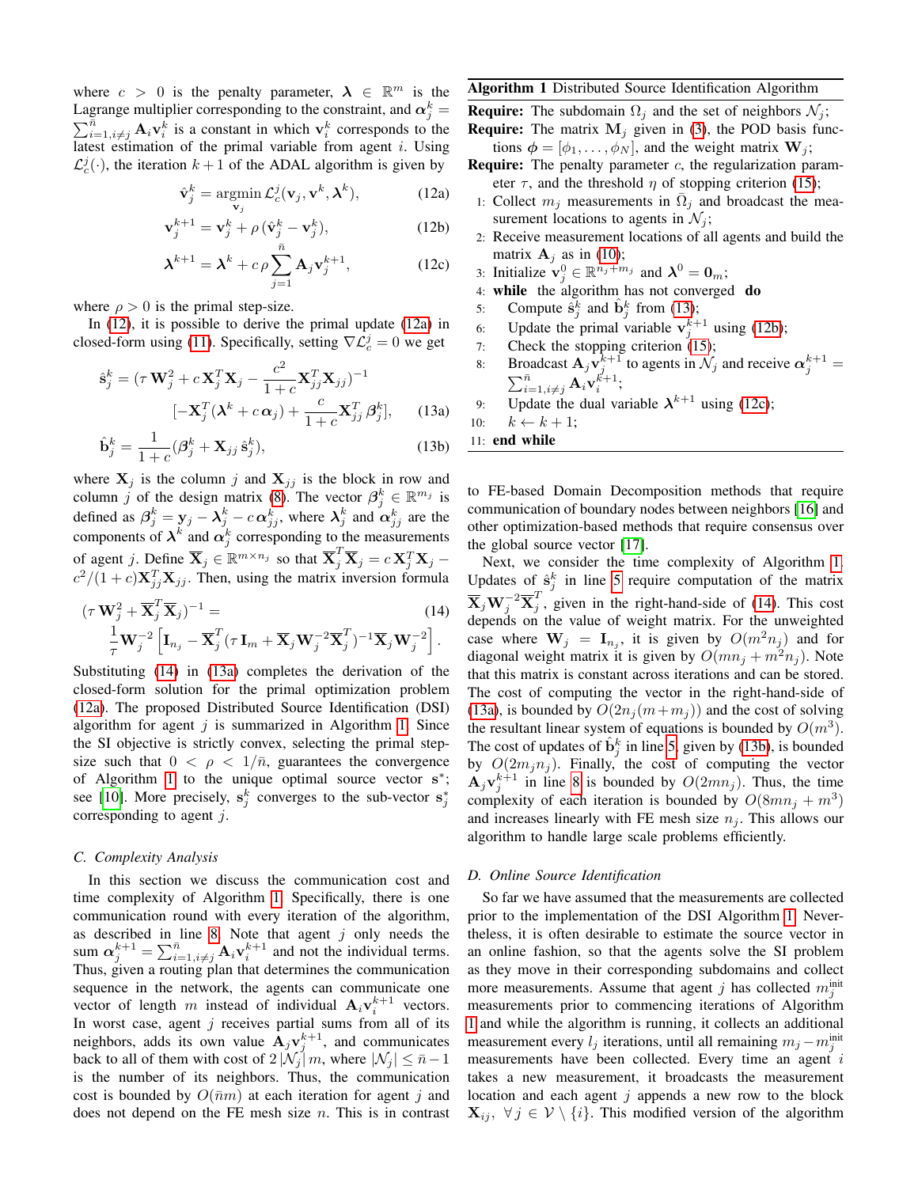where $c > 0$ is the penalty parameter, $\boldsymbol{\lambda} \in \mathbb{R}^m$ is the Lagrange multiplier corresponding to the constraint, and $\boldsymbol{\alpha}_j^k = \sum_{i=1, i\neq j}^{\bar{n}} \mathbf{A}_i \mathbf{v}_i^k$ is a constant in which $\mathbf{v}_i^k$ corresponds to the latest estimation of the primal variable from agent $i$. Using $\mathcal{L}_c^j(\cdot)$, the iteration $k+1$ of the ADAL algorithm is given by

$$\hat{\mathbf{v}}_j^k = \underset{\mathbf{v}_j}{\operatorname{argmin}} \, \mathcal{L}_c^j(\mathbf{v}_j, \mathbf{v}^k, \boldsymbol{\lambda}^k), \tag{12a}$$

$$\mathbf{v}_j^{k+1} = \mathbf{v}_j^k + \rho \, (\hat{\mathbf{v}}_j^k - \mathbf{v}_j^k), \tag{12b}$$

$$\boldsymbol{\lambda}^{k+1} = \boldsymbol{\lambda}^k + c \, \rho \sum_{j=1}^{\bar{n}} \mathbf{A}_j \mathbf{v}_j^{k+1}, \tag{12c}$$

where $\rho > 0$ is the primal step-size.

In (12), it is possible to derive the primal update (12a) in closed-form using (11). Specifically, setting $\nabla \mathcal{L}_c^j = 0$ we get

$$\hat{\mathbf{s}}_j^k = (\tau \, \mathbf{W}_j^2 + c \, \mathbf{X}_j^T \mathbf{X}_j - \frac{c^2}{1+c} \mathbf{X}_{jj}^T \mathbf{X}_{jj})^{-1} \left[ -\mathbf{X}_j^T (\boldsymbol{\lambda}^k + c \, \boldsymbol{\alpha}_j) + \frac{c}{1+c} \mathbf{X}_{jj}^T \boldsymbol{\beta}_j^k \right], \tag{13a}$$

$$\hat{\mathbf{b}}_j^k = \frac{1}{1+c} (\boldsymbol{\beta}_j^k + \mathbf{X}_{jj} \, \hat{\mathbf{s}}_j^k), \tag{13b}$$

where $\mathbf{X}_j$ is the column $j$ and $\mathbf{X}_{jj}$ is the block in row and column $j$ of the design matrix (8). The vector $\boldsymbol{\beta}_j^k \in \mathbb{R}^{m_j}$ is defined as $\boldsymbol{\beta}_j^k = \mathbf{y}_j - \boldsymbol{\lambda}_j^k - c \, \boldsymbol{\alpha}_{jj}^k$, where $\boldsymbol{\lambda}_j^k$ and $\boldsymbol{\alpha}_{jj}^k$ are the components of $\boldsymbol{\lambda}^k$ and $\boldsymbol{\alpha}_j^k$ corresponding to the measurements of agent $j$. Define $\overline{\mathbf{X}}_j \in \mathbb{R}^{m \times n_j}$ so that $\overline{\mathbf{X}}_j^T \overline{\mathbf{X}}_j = c \, \mathbf{X}_j^T \mathbf{X}_j - c^2/(1+c) \mathbf{X}_{jj}^T \mathbf{X}_{jj}$. Then, using the matrix inversion formula

$$(\tau \, \mathbf{W}_j^2 + \overline{\mathbf{X}}_j^T \overline{\mathbf{X}}_j)^{-1} = \frac{1}{\tau} \mathbf{W}_j^{-2} \left[ \mathbf{I}_{n_j} - \overline{\mathbf{X}}_j^T (\tau \, \mathbf{I}_m + \overline{\mathbf{X}}_j \mathbf{W}_j^{-2} \overline{\mathbf{X}}_j^T)^{-1} \overline{\mathbf{X}}_j \mathbf{W}_j^{-2} \right]. \tag{14}$$

Substituting (14) in (13a) completes the derivation of the closed-form solution for the primal optimization problem (12a). The proposed Distributed Source Identification (DSI) algorithm for agent $j$ is summarized in Algorithm 1. Since the SI objective is strictly convex, selecting the primal step-size such that $0 < \rho < 1/\bar{n}$, guarantees the convergence of Algorithm 1 to the unique optimal source vector $\mathbf{s}^*$; see [10]. More precisely, $\mathbf{s}_j^k$ converges to the sub-vector $\mathbf{s}_j^*$ corresponding to agent $j$.

**Algorithm 1** Distributed Source Identification Algorithm

**Require:** The subdomain $\Omega_j$ and the set of neighbors $\mathcal{N}_j$;
**Require:** The matrix $\mathbf{M}_j$ given in (3), the POD basis functions $\boldsymbol{\phi} = [\phi_1, \dots, \phi_N]$, and the weight matrix $\mathbf{W}_j$;
**Require:** The penalty parameter $c$, the regularization parameter $\tau$, and the threshold $\eta$ of stopping criterion (15);

1. Collect $m_j$ measurements in $\bar{\Omega}_j$ and broadcast the measurement locations to agents in $\mathcal{N}_j$;
2. Receive measurement locations of all agents and build the matrix $\mathbf{A}_j$ as in (10);
3. Initialize $\mathbf{v}_j^0 \in \mathbb{R}^{n_j + m_j}$ and $\boldsymbol{\lambda}^0 = \mathbf{0}_m$;
4. **while** the algorithm has not converged **do**
5. &nbsp;&nbsp;&nbsp;&nbsp;Compute $\hat{\mathbf{s}}_j^k$ and $\hat{\mathbf{b}}_j^k$ from (13);
6. &nbsp;&nbsp;&nbsp;&nbsp;Update the primal variable $\mathbf{v}_j^{k+1}$ using (12b);
7. &nbsp;&nbsp;&nbsp;&nbsp;Check the stopping criterion (15);
8. &nbsp;&nbsp;&nbsp;&nbsp;Broadcast $\mathbf{A}_j \mathbf{v}_j^{k+1}$ to agents in $\mathcal{N}_j$ and receive $\boldsymbol{\alpha}_j^{k+1} = \sum_{i=1, i\neq j}^{\bar{n}} \mathbf{A}_i \mathbf{v}_i^{k+1}$;
9. &nbsp;&nbsp;&nbsp;&nbsp;Update the dual variable $\boldsymbol{\lambda}^{k+1}$ using (12c);
10. &nbsp;&nbsp;&nbsp;&nbsp;$k \leftarrow k + 1$;
11. **end while**

### C. Complexity Analysis

In this section we discuss the communication cost and time complexity of Algorithm 1. Specifically, there is one communication round with every iteration of the algorithm, as described in line 8. Note that agent $j$ only needs the sum $\boldsymbol{\alpha}_j^{k+1} = \sum_{i=1, i\neq j}^{\bar{n}} \mathbf{A}_i \mathbf{v}_i^{k+1}$ and not the individual terms. Thus, given a routing plan that determines the communication sequence in the network, the agents can communicate one vector of length $m$ instead of individual $\mathbf{A}_i \mathbf{v}_i^{k+1}$ vectors. In worst case, agent $j$ receives partial sums from all of its neighbors, adds its own value $\mathbf{A}_j \mathbf{v}_j^{k+1}$, and communicates back to all of them with cost of $2 \, |\mathcal{N}_j| \, m$, where $|\mathcal{N}_j| \leq \bar{n} - 1$ is the number of its neighbors. Thus, the communication cost is bounded by $O(\bar{n} m)$ at each iteration for agent $j$ and does not depend on the FE mesh size $n$. This is in contrast to FE-based Domain Decomposition methods that require communication of boundary nodes between neighbors [16] and other optimization-based methods that require consensus over the global source vector [17].

Next, we consider the time complexity of Algorithm 1. Updates of $\hat{\mathbf{s}}_j^k$ in line 5 require computation of the matrix $\overline{\mathbf{X}}_j \mathbf{W}_j^{-2} \overline{\mathbf{X}}_j^T$, given in the right-hand-side of (14). This cost depends on the value of weight matrix. For the unweighted case where $\mathbf{W}_j = \mathbf{I}_{n_j}$, it is given by $O(m^2 n_j)$ and for diagonal weight matrix it is given by $O(m n_j + m^2 n_j)$. Note that this matrix is constant across iterations and can be stored. The cost of computing the vector in the right-hand-side of (13a), is bounded by $O(2 n_j (m + m_j))$ and the cost of solving the resultant linear system of equations is bounded by $O(m^3)$. The cost of updates of $\hat{\mathbf{b}}_j^k$ in line 5, given by (13b), is bounded by $O(2 m_j n_j)$. Finally, the cost of computing the vector $\mathbf{A}_j \mathbf{v}_j^{k+1}$ in line 8 is bounded by $O(2 m n_j)$. Thus, the time complexity of each iteration is bounded by $O(8 m n_j + m^3)$ and increases linearly with FE mesh size $n_j$. This allows our algorithm to handle large scale problems efficiently.

### D. Online Source Identification

So far we have assumed that the measurements are collected prior to the implementation of the DSI Algorithm 1. Nevertheless, it is often desirable to estimate the source vector in an online fashion, so that the agents solve the SI problem as they move in their corresponding subdomains and collect more measurements. Assume that agent $j$ has collected $m_j^{\text{init}}$ measurements prior to commencing iterations of Algorithm 1 and while the algorithm is running, it collects an additional measurement every $l_j$ iterations, until all remaining $m_j - m_j^{\text{init}}$ measurements have been collected. Every time an agent $i$ takes a new measurement, it broadcasts the measurement location and each agent $j$ appends a new row to the block $\mathbf{X}_{ij}, \; \forall j \in \mathcal{V} \setminus \{i\}$. This modified version of the algorithm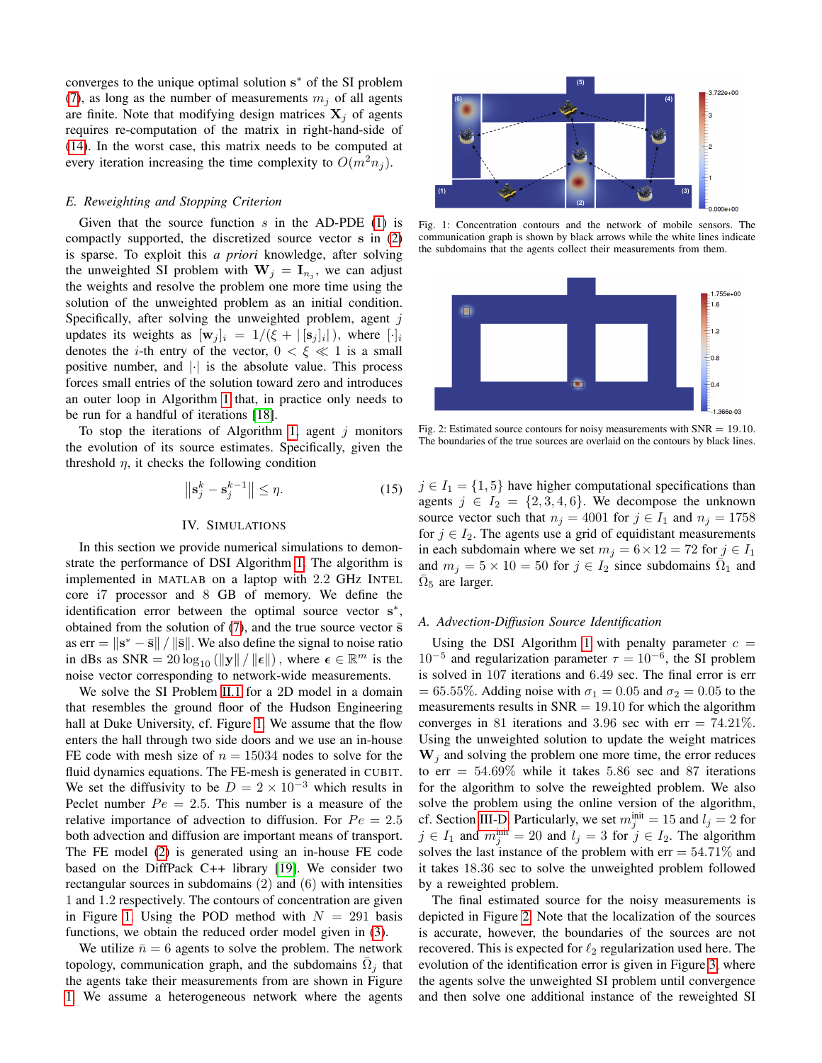converges to the unique optimal solution $\mathbf{s}^*$ of the SI problem (7), as long as the number of measurements $m_j$ of all agents are finite. Note that modifying design matrices $\mathbf{X}_j$ of agents requires re-computation of the matrix in right-hand-side of (14). In the worst case, this matrix needs to be computed at every iteration increasing the time complexity to $O(m^2 n_j)$.

### E. Reweighting and Stopping Criterion

Given that the source function $s$ in the AD-PDE (1) is compactly supported, the discretized source vector $\mathbf{s}$ in (2) is sparse. To exploit this *a priori* knowledge, after solving the unweighted SI problem with $\mathbf{W}_j = \mathbf{I}_{n_j}$, we can adjust the weights and resolve the problem one more time using the solution of the unweighted problem as an initial condition. Specifically, after solving the unweighted problem, agent $j$ updates its weights as $[\mathbf{w}_j]_i = 1/(\xi + |[\mathbf{s}_j]_i|)$, where $[\cdot]_i$ denotes the $i$-th entry of the vector, $0 < \xi \ll 1$ is a small positive number, and $|\cdot|$ is the absolute value. This process forces small entries of the solution toward zero and introduces an outer loop in Algorithm 1 that, in practice only needs to be run for a handful of iterations [18].

To stop the iterations of Algorithm 1, agent $j$ monitors the evolution of its source estimates. Specifically, given the threshold $\eta$, it checks the following condition

$$\left\|\mathbf{s}_j^k - \mathbf{s}_j^{k-1}\right\| \leq \eta. \tag{15}$$

## IV. Simulations

In this section we provide numerical simulations to demonstrate the performance of DSI Algorithm 1. The algorithm is implemented in MATLAB on a laptop with 2.2 GHz INTEL core i7 processor and 8 GB of memory. We define the identification error between the optimal source vector $\mathbf{s}^*$, obtained from the solution of (7), and the true source vector $\bar{\mathbf{s}}$ as $\text{err} = \|\mathbf{s}^* - \bar{\mathbf{s}}\| \,/\, \|\bar{\mathbf{s}}\|$. We also define the signal to noise ratio in dBs as $\text{SNR} = 20\log_{10}(\|\mathbf{y}\| \,/\, \|\boldsymbol{\epsilon}\|)$, where $\boldsymbol{\epsilon} \in \mathbb{R}^m$ is the noise vector corresponding to network-wide measurements.

We solve the SI Problem II.1 for a 2D model in a domain that resembles the ground floor of the Hudson Engineering hall at Duke University, cf. Figure 1. We assume that the flow enters the hall through two side doors and we use an in-house FE code with mesh size of $n = 15034$ nodes to solve for the fluid dynamics equations. The FE-mesh is generated in CUBIT. We set the diffusivity to be $D = 2 \times 10^{-3}$ which results in Peclet number $Pe = 2.5$. This number is a measure of the relative importance of advection to diffusion. For $Pe = 2.5$ both advection and diffusion are important means of transport. The FE model (2) is generated using an in-house FE code based on the DiffPack C++ library [19]. We consider two rectangular sources in subdomains (2) and (6) with intensities 1 and 1.2 respectively. The contours of concentration are given in Figure 1. Using the POD method with $N = 291$ basis functions, we obtain the reduced order model given in (3).

We utilize $\bar{n} = 6$ agents to solve the problem. The network topology, communication graph, and the subdomains $\bar{\Omega}_j$ that the agents take their measurements from are shown in Figure 1. We assume a heterogeneous network where the agents

Fig. 1: Concentration contours and the network of mobile sensors. The communication graph is shown by black arrows while the white lines indicate the subdomains that the agents collect their measurements from them.

Fig. 2: Estimated source contours for noisy measurements with SNR = 19.10. The boundaries of the true sources are overlaid on the contours by black lines.

$j \in I_1 = \{1, 5\}$ have higher computational specifications than agents $j \in I_2 = \{2, 3, 4, 6\}$. We decompose the unknown source vector such that $n_j = 4001$ for $j \in I_1$ and $n_j = 1758$ for $j \in I_2$. The agents use a grid of equidistant measurements in each subdomain where we set $m_j = 6 \times 12 = 72$ for $j \in I_1$ and $m_j = 5 \times 10 = 50$ for $j \in I_2$ since subdomains $\bar{\Omega}_1$ and $\bar{\Omega}_5$ are larger.

### A. Advection-Diffusion Source Identification

Using the DSI Algorithm 1 with penalty parameter $c = 10^{-5}$ and regularization parameter $\tau = 10^{-6}$, the SI problem is solved in 107 iterations and 6.49 sec. The final error is err $= 65.55\%$. Adding noise with $\sigma_1 = 0.05$ and $\sigma_2 = 0.05$ to the measurements results in SNR $= 19.10$ for which the algorithm converges in 81 iterations and 3.96 sec with err $= 74.21\%$. Using the unweighted solution to update the weight matrices $\mathbf{W}_j$ and solving the problem one more time, the error reduces to err $= 54.69\%$ while it takes 5.86 sec and 87 iterations for the algorithm to solve the reweighted problem. We also solve the problem using the online version of the algorithm, cf. Section III-D. Particularly, we set $m_j^{\text{init}} = 15$ and $l_j = 2$ for $j \in I_1$ and $m_j^{\text{init}} = 20$ and $l_j = 3$ for $j \in I_2$. The algorithm solves the last instance of the problem with err $= 54.71\%$ and it takes 18.36 sec to solve the unweighted problem followed by a reweighted problem.

The final estimated source for the noisy measurements is depicted in Figure 2. Note that the localization of the sources is accurate, however, the boundaries of the sources are not recovered. This is expected for $\ell_2$ regularization used here. The evolution of the identification error is given in Figure 3, where the agents solve the unweighted SI problem until convergence and then solve one additional instance of the reweighted SI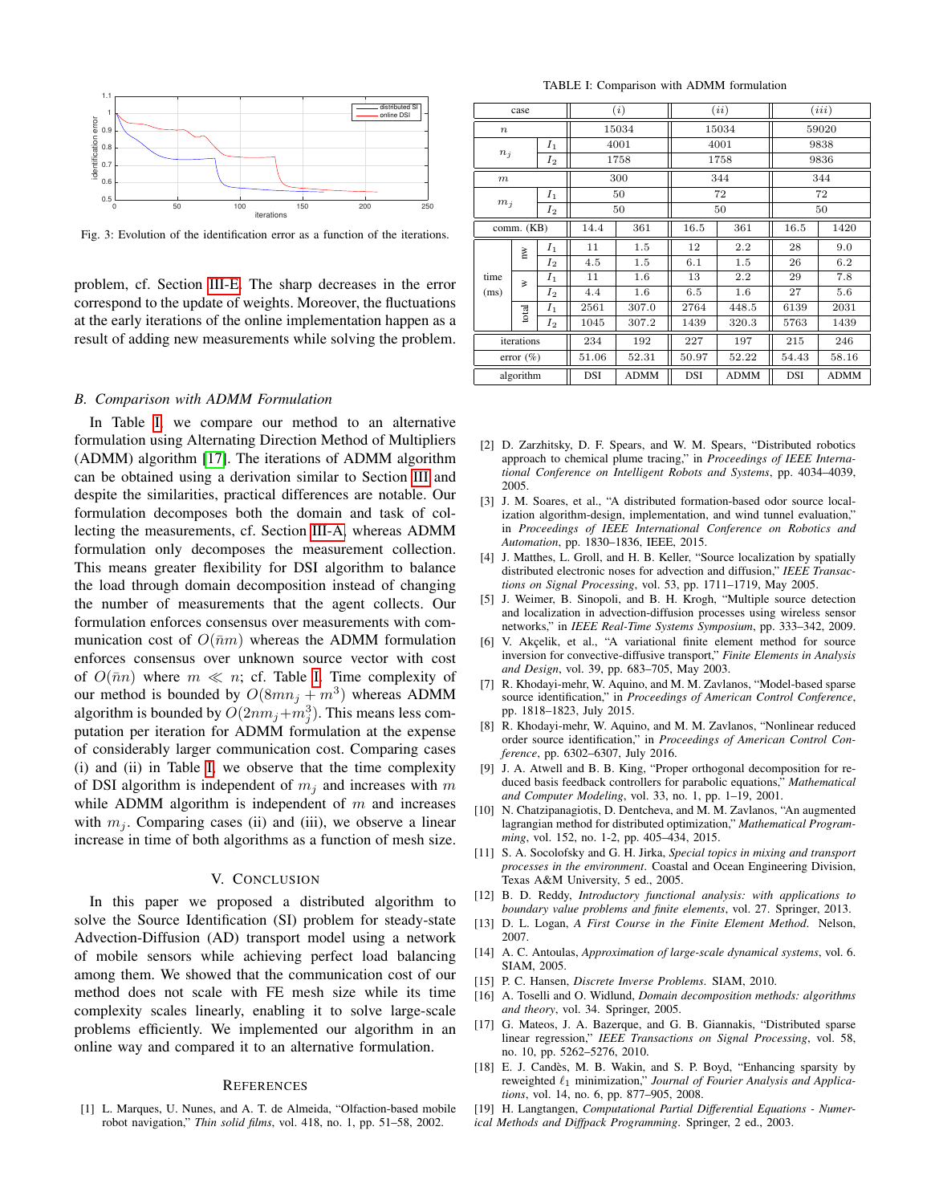1.1

1

0.9

0.8

0.7

0.6

0.5

0 50 100 150 200 250

iterations

identification error

distributed SI

online DSI

Fig. 3: Evolution of the identification error as a function of the iterations.

problem, cf. Section III-E. The sharp decreases in the error correspond to the update of weights. Moreover, the fluctuations at the early iterations of the online implementation happen as a result of adding new measurements while solving the problem.

### B. Comparison with ADMM Formulation

In Table I, we compare our method to an alternative formulation using Alternating Direction Method of Multipliers (ADMM) algorithm [17]. The iterations of ADMM algorithm can be obtained using a derivation similar to Section III and despite the similarities, practical differences are notable. Our formulation decomposes both the domain and task of collecting the measurements, cf. Section III-A, whereas ADMM formulation only decomposes the measurement collection. This means greater flexibility for DSI algorithm to balance the load through domain decomposition instead of changing the number of measurements that the agent collects. Our formulation enforces consensus over measurements with communication cost of $O(\bar{n}m)$ whereas the ADMM formulation enforces consensus over unknown source vector with cost of $O(\bar{n}n)$ where $m \ll n$; cf. Table I. Time complexity of our method is bounded by $O(8mn_j + m^3)$ whereas ADMM algorithm is bounded by $O(2nm_j + m_j^3)$. This means less computation per iteration for ADMM formulation at the expense of considerably larger communication cost. Comparing cases (i) and (ii) in Table I, we observe that the time complexity of DSI algorithm is independent of $m_j$ and increases with $m$ while ADMM algorithm is independent of $m$ and increases with $m_j$. Comparing cases (ii) and (iii), we observe a linear increase in time of both algorithms as a function of mesh size.

TABLE I: Comparison with ADMM formulation

| case | | | $(i)$ | | $(ii)$ | | $(iii)$ | |
|---|---|---|---|---|---|---|---|---|
| $n$ | | | 15034 | | 15034 | | 59020 | |
| $n_j$ | | $I_1$ | 4001 | | 4001 | | 9838 | |
| | | $I_2$ | 1758 | | 1758 | | 9836 | |
| $m$ | | | 300 | | 344 | | 344 | |
| $m_j$ | | $I_1$ | 50 | | 72 | | 72 | |
| | | $I_2$ | 50 | | 50 | | 50 | |
| comm. (KB) | | | 14.4 | 361 | 16.5 | 361 | 16.5 | 1420 |
| time (ms) | nw | $I_1$ | 11 | 1.5 | 12 | 2.2 | 28 | 9.0 |
| | | $I_2$ | 4.5 | 1.5 | 6.1 | 1.5 | 26 | 6.2 |
| | w | $I_1$ | 11 | 1.6 | 13 | 2.2 | 29 | 7.8 |
| | | $I_2$ | 4.4 | 1.6 | 6.5 | 1.6 | 27 | 5.6 |
| | total | $I_1$ | 2561 | 307.0 | 2764 | 448.5 | 6139 | 2031 |
| | | $I_2$ | 1045 | 307.2 | 1439 | 320.3 | 5763 | 1439 |
| iterations | | | 234 | 192 | 227 | 197 | 215 | 246 |
| error (%) | | | 51.06 | 52.31 | 50.97 | 52.22 | 54.43 | 58.16 |
| algorithm | | | DSI | ADMM | DSI | ADMM | DSI | ADMM |

## V. Conclusion

In this paper we proposed a distributed algorithm to solve the Source Identification (SI) problem for steady-state Advection-Diffusion (AD) transport model using a network of mobile sensors while achieving perfect load balancing among them. We showed that the communication cost of our method does not scale with FE mesh size while its time complexity scales linearly, enabling it to solve large-scale problems efficiently. We implemented our algorithm in an online way and compared it to an alternative formulation.

## References

[1] L. Marques, U. Nunes, and A. T. de Almeida, "Olfaction-based mobile robot navigation," *Thin solid films*, vol. 418, no. 1, pp. 51–58, 2002.

[2] D. Zarzhitsky, D. F. Spears, and W. M. Spears, "Distributed robotics approach to chemical plume tracing," in *Proceedings of IEEE International Conference on Intelligent Robots and Systems*, pp. 4034–4039, 2005.

[3] J. M. Soares, et al., "A distributed formation-based odor source localization algorithm-design, implementation, and wind tunnel evaluation," in *Proceedings of IEEE International Conference on Robotics and Automation*, pp. 1830–1836, IEEE, 2015.

[4] J. Matthes, L. Groll, and H. B. Keller, "Source localization by spatially distributed electronic noses for advection and diffusion," *IEEE Transactions on Signal Processing*, vol. 53, pp. 1711–1719, May 2005.

[5] J. Weimer, B. Sinopoli, and B. H. Krogh, "Multiple source detection and localization in advection-diffusion processes using wireless sensor networks," in *IEEE Real-Time Systems Symposium*, pp. 333–342, 2009.

[6] V. Akçelik, et al., "A variational finite element method for source inversion for convective-diffusive transport," *Finite Elements in Analysis and Design*, vol. 39, pp. 683–705, May 2003.

[7] R. Khodayi-mehr, W. Aquino, and M. M. Zavlanos, "Model-based sparse source identification," in *Proceedings of American Control Conference*, pp. 1818–1823, July 2015.

[8] R. Khodayi-mehr, W. Aquino, and M. M. Zavlanos, "Nonlinear reduced order source identification," in *Proceedings of American Control Conference*, pp. 6302–6307, July 2016.

[9] J. A. Atwell and B. B. King, "Proper orthogonal decomposition for reduced basis feedback controllers for parabolic equations," *Mathematical and Computer Modeling*, vol. 33, no. 1, pp. 1–19, 2001.

[10] N. Chatzipanagiotis, D. Dentcheva, and M. M. Zavlanos, "An augmented lagrangian method for distributed optimization," *Mathematical Programming*, vol. 152, no. 1-2, pp. 405–434, 2015.

[11] S. A. Socolofsky and G. H. Jirka, *Special topics in mixing and transport processes in the environment*. Coastal and Ocean Engineering Division, Texas A&M University, 5 ed., 2005.

[12] B. D. Reddy, *Introductory functional analysis: with applications to boundary value problems and finite elements*, vol. 27. Springer, 2013.

[13] D. L. Logan, *A First Course in the Finite Element Method*. Nelson, 2007.

[14] A. C. Antoulas, *Approximation of large-scale dynamical systems*, vol. 6. SIAM, 2005.

[15] P. C. Hansen, *Discrete Inverse Problems*. SIAM, 2010.

[16] A. Toselli and O. Widlund, *Domain decomposition methods: algorithms and theory*, vol. 34. Springer, 2005.

[17] G. Mateos, J. A. Bazerque, and G. B. Giannakis, "Distributed sparse linear regression," *IEEE Transactions on Signal Processing*, vol. 58, no. 10, pp. 5262–5276, 2010.

[18] E. J. Candès, M. B. Wakin, and S. P. Boyd, "Enhancing sparsity by reweighted $\ell_1$ minimization," *Journal of Fourier Analysis and Applications*, vol. 14, no. 6, pp. 877–905, 2008.

[19] H. Langtangen, *Computational Partial Differential Equations - Numerical Methods and Diffpack Programming*. Springer, 2 ed., 2003.